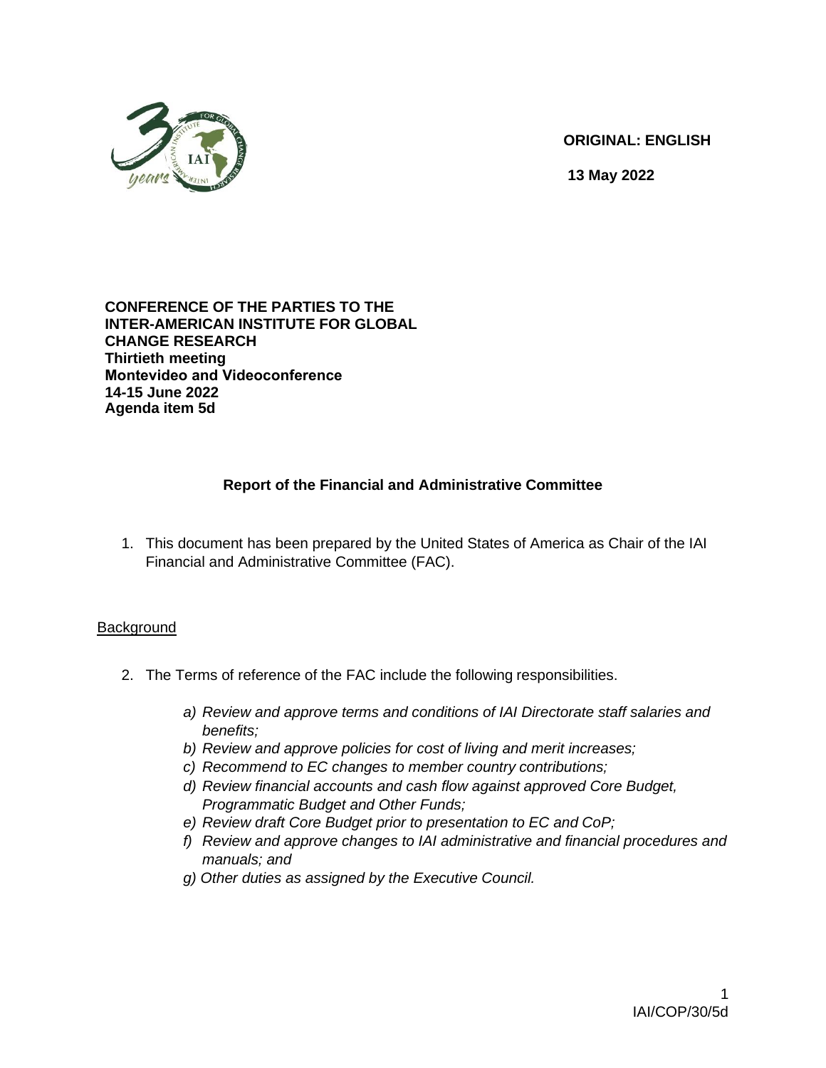**ORIGINAL: ENGLISH**

**13 May 2022**

**CONFERENCE OF THE PARTIES TO THE INTER-AMERICAN INSTITUTE FOR GLOBAL CHANGE RESEARCH**
**Thirtieth meeting**
**Montevideo and Videoconference**
**14-15 June 2022**
**Agenda item 5d**

## Report of the Financial and Administrative Committee

1. This document has been prepared by the United States of America as Chair of the IAI Financial and Administrative Committee (FAC).

### Background

2. The Terms of reference of the FAC include the following responsibilities.

   *a) Review and approve terms and conditions of IAI Directorate staff salaries and benefits;*
   *b) Review and approve policies for cost of living and merit increases;*
   *c) Recommend to EC changes to member country contributions;*
   *d) Review financial accounts and cash flow against approved Core Budget, Programmatic Budget and Other Funds;*
   *e) Review draft Core Budget prior to presentation to EC and CoP;*
   *f) Review and approve changes to IAI administrative and financial procedures and manuals; and*
   *g) Other duties as assigned by the Executive Council.*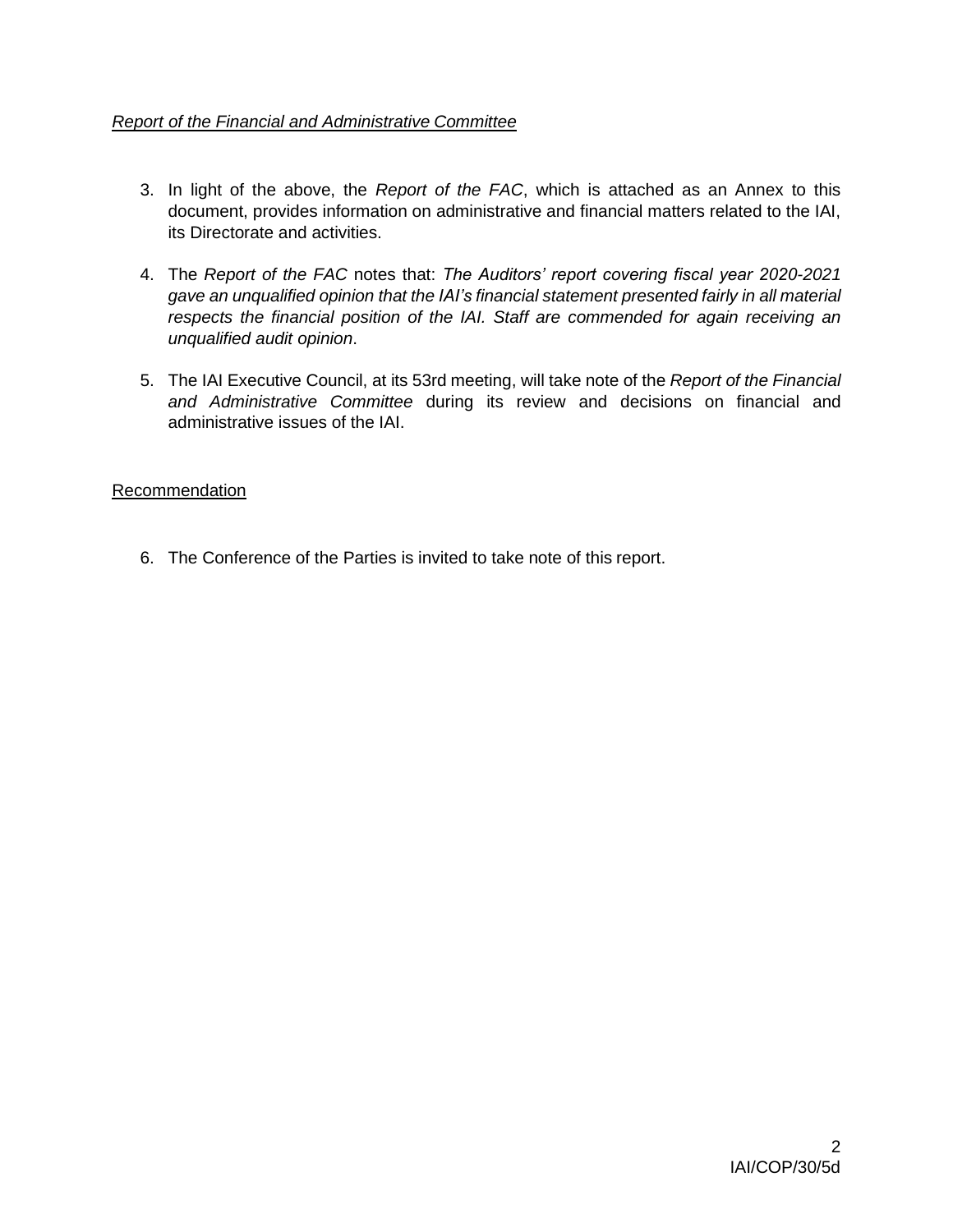*Report of the Financial and Administrative Committee*

3. In light of the above, the *Report of the FAC*, which is attached as an Annex to this document, provides information on administrative and financial matters related to the IAI, its Directorate and activities.

4. The *Report of the FAC* notes that: *The Auditors' report covering fiscal year 2020-2021 gave an unqualified opinion that the IAI's financial statement presented fairly in all material respects the financial position of the IAI. Staff are commended for again receiving an unqualified audit opinion*.

5. The IAI Executive Council, at its 53rd meeting, will take note of the *Report of the Financial and Administrative Committee* during its review and decisions on financial and administrative issues of the IAI.

Recommendation

6. The Conference of the Parties is invited to take note of this report.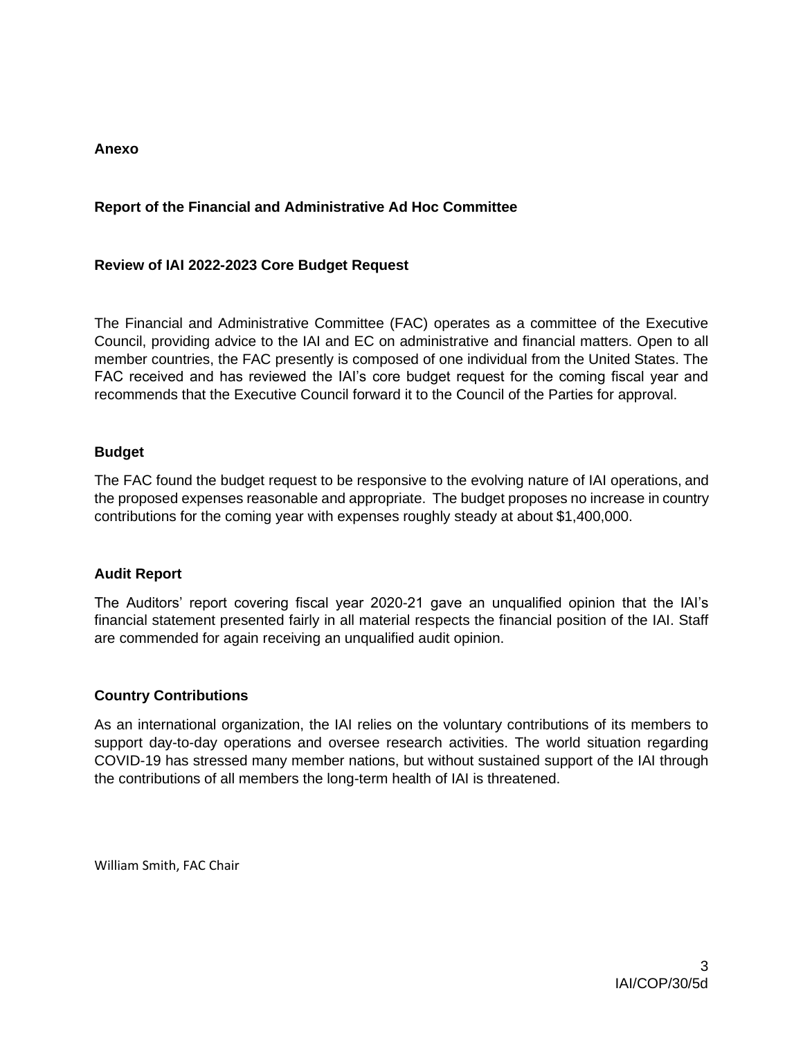**Anexo**

## Report of the Financial and Administrative Ad Hoc Committee

### Review of IAI 2022-2023 Core Budget Request

The Financial and Administrative Committee (FAC) operates as a committee of the Executive Council, providing advice to the IAI and EC on administrative and financial matters. Open to all member countries, the FAC presently is composed of one individual from the United States. The FAC received and has reviewed the IAI's core budget request for the coming fiscal year and recommends that the Executive Council forward it to the Council of the Parties for approval.

### Budget

The FAC found the budget request to be responsive to the evolving nature of IAI operations, and the proposed expenses reasonable and appropriate. The budget proposes no increase in country contributions for the coming year with expenses roughly steady at about $1,400,000.

### Audit Report

The Auditors' report covering fiscal year 2020-21 gave an unqualified opinion that the IAI's financial statement presented fairly in all material respects the financial position of the IAI. Staff are commended for again receiving an unqualified audit opinion.

### Country Contributions

As an international organization, the IAI relies on the voluntary contributions of its members to support day-to-day operations and oversee research activities. The world situation regarding COVID-19 has stressed many member nations, but without sustained support of the IAI through the contributions of all members the long-term health of IAI is threatened.

William Smith, FAC Chair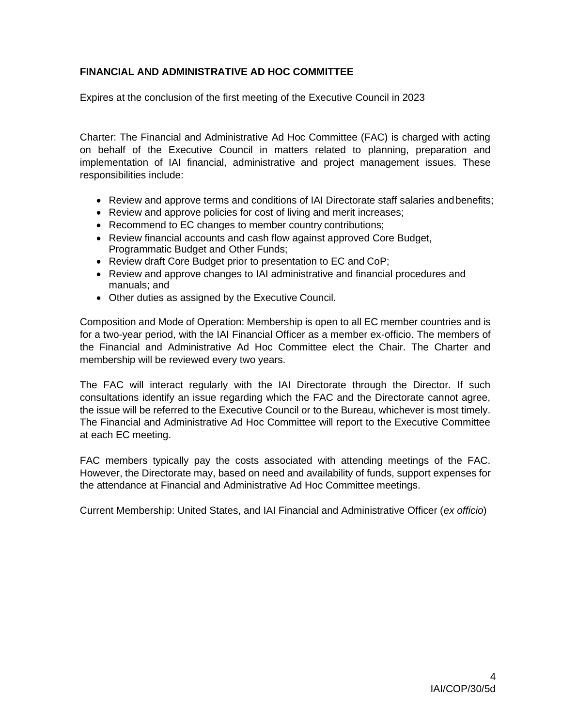**FINANCIAL AND ADMINISTRATIVE AD HOC COMMITTEE**

Expires at the conclusion of the first meeting of the Executive Council in 2023

Charter: The Financial and Administrative Ad Hoc Committee (FAC) is charged with acting on behalf of the Executive Council in matters related to planning, preparation and implementation of IAI financial, administrative and project management issues. These responsibilities include:

- Review and approve terms and conditions of IAI Directorate staff salaries and benefits;
- Review and approve policies for cost of living and merit increases;
- Recommend to EC changes to member country contributions;
- Review financial accounts and cash flow against approved Core Budget, Programmatic Budget and Other Funds;
- Review draft Core Budget prior to presentation to EC and CoP;
- Review and approve changes to IAI administrative and financial procedures and manuals; and
- Other duties as assigned by the Executive Council.

Composition and Mode of Operation: Membership is open to all EC member countries and is for a two-year period, with the IAI Financial Officer as a member ex-officio. The members of the Financial and Administrative Ad Hoc Committee elect the Chair. The Charter and membership will be reviewed every two years.

The FAC will interact regularly with the IAI Directorate through the Director. If such consultations identify an issue regarding which the FAC and the Directorate cannot agree, the issue will be referred to the Executive Council or to the Bureau, whichever is most timely. The Financial and Administrative Ad Hoc Committee will report to the Executive Committee at each EC meeting.

FAC members typically pay the costs associated with attending meetings of the FAC. However, the Directorate may, based on need and availability of funds, support expenses for the attendance at Financial and Administrative Ad Hoc Committee meetings.

Current Membership: United States, and IAI Financial and Administrative Officer (*ex officio*)